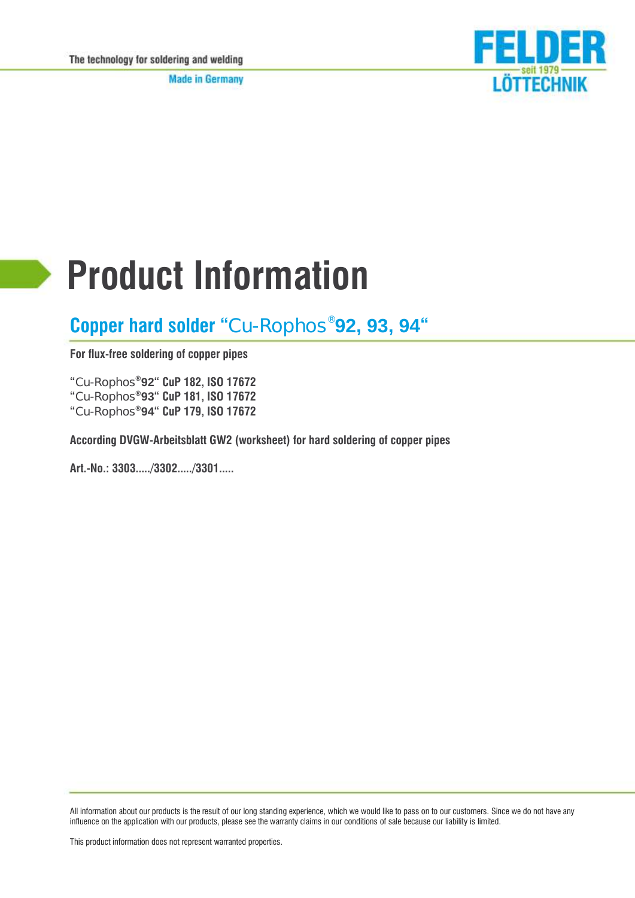The technology for soldering and welding

Made in Germany

FELDER seit 1979 LÖTTECHNIK

# Product Information

## Copper hard solder “Cu-Rophos®92, 93, 94“

**For flux-free soldering of copper pipes**

“Cu-Rophos®**92**“ **CuP 182, ISO 17672**
“Cu-Rophos®**93**“ **CuP 181, ISO 17672**
“Cu-Rophos®**94**“ **CuP 179, ISO 17672**

**According DVGW-Arbeitsblatt GW2 (worksheet) for hard soldering of copper pipes**

**Art.-No.: 3303...../3302...../3301.....**

All information about our products is the result of our long standing experience, which we would like to pass on to our customers. Since we do not have any influence on the application with our products, please see the warranty claims in our conditions of sale because our liability is limited.

This product information does not represent warranted properties.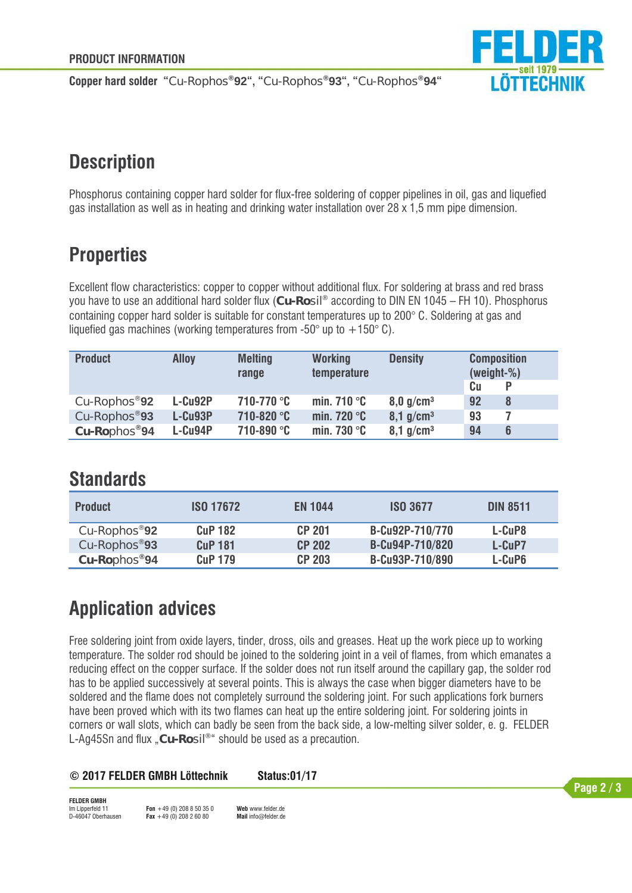# Description

Phosphorus containing copper hard solder for flux-free soldering of copper pipelines in oil, gas and liquefied gas installation as well as in heating and drinking water installation over 28 x 1,5 mm pipe dimension.

# Properties

Excellent flow characteristics: copper to copper without additional flux. For soldering at brass and red brass you have to use an additional hard solder flux (**Cu-Ro**sil® according to DIN EN 1045 – FH 10). Phosphorus containing copper hard solder is suitable for constant temperatures up to 200° C. Soldering at gas and liquefied gas machines (working temperatures from -50° up to +150° C).

| Product | Alloy | Melting range | Working temperature | Density | Composition (weight-%) | |
|---|---|---|---|---|---|---|
| | | | | | Cu | P |
| Cu-Rophos®**92** | L-Cu92P | 710-770 °C | min. 710 °C | 8,0 g/cm³ | 92 | 8 |
| Cu-Rophos®**93** | L-Cu93P | 710-820 °C | min. 720 °C | 8,1 g/cm³ | 93 | 7 |
| **Cu-Ro**phos®**94** | L-Cu94P | 710-890 °C | min. 730 °C | 8,1 g/cm³ | 94 | 6 |

# Standards

| Product | ISO 17672 | EN 1044 | ISO 3677 | DIN 8511 |
|---|---|---|---|---|
| Cu-Rophos®**92** | CuP 182 | CP 201 | B-Cu92P-710/770 | L-CuP8 |
| Cu-Rophos®**93** | CuP 181 | CP 202 | B-Cu94P-710/820 | L-CuP7 |
| **Cu-Ro**phos®**94** | CuP 179 | CP 203 | B-Cu93P-710/890 | L-CuP6 |

# Application advices

Free soldering joint from oxide layers, tinder, dross, oils and greases. Heat up the work piece up to working temperature. The solder rod should be joined to the soldering joint in a veil of flames, from which emanates a reducing effect on the copper surface. If the solder does not run itself around the capillary gap, the solder rod has to be applied successively at several points. This is always the case when bigger diameters have to be soldered and the flame does not completely surround the soldering joint. For such applications fork burners have been proved which with its two flames can heat up the entire soldering joint. For soldering joints in corners or wall slots, which can badly be seen from the back side, a low-melting silver solder, e. g. FELDER L-Ag45Sn and flux „**Cu-Ro**sil®“ should be used as a precaution.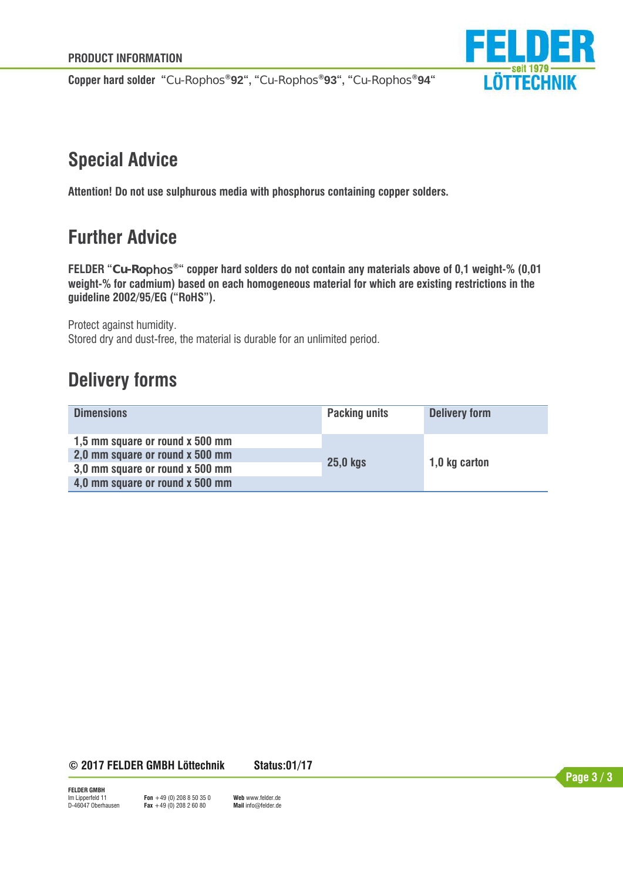## Special Advice

**Attention! Do not use sulphurous media with phosphorus containing copper solders.**

## Further Advice

**FELDER "Cu-Rophos®" copper hard solders do not contain any materials above of 0,1 weight-% (0,01 weight-% for cadmium) based on each homogeneous material for which are existing restrictions in the guideline 2002/95/EG ("RoHS").**

Protect against humidity.
Stored dry and dust-free, the material is durable for an unlimited period.

## Delivery forms

| Dimensions | Packing units | Delivery form |
|---|---|---|
| 1,5 mm square or round x 500 mm | 25,0 kgs | 1,0 kg carton |
| 2,0 mm square or round x 500 mm | | |
| 3,0 mm square or round x 500 mm | | |
| 4,0 mm square or round x 500 mm | | |

© 2017 FELDER GMBH Löttechnik Status:01/17

FELDER GMBH
Im Lipperfeld 11
D-46047 Oberhausen

Fon +49 (0) 208 8 50 35 0
Fax +49 (0) 208 2 60 80

Web www.felder.de
Mail info@felder.de